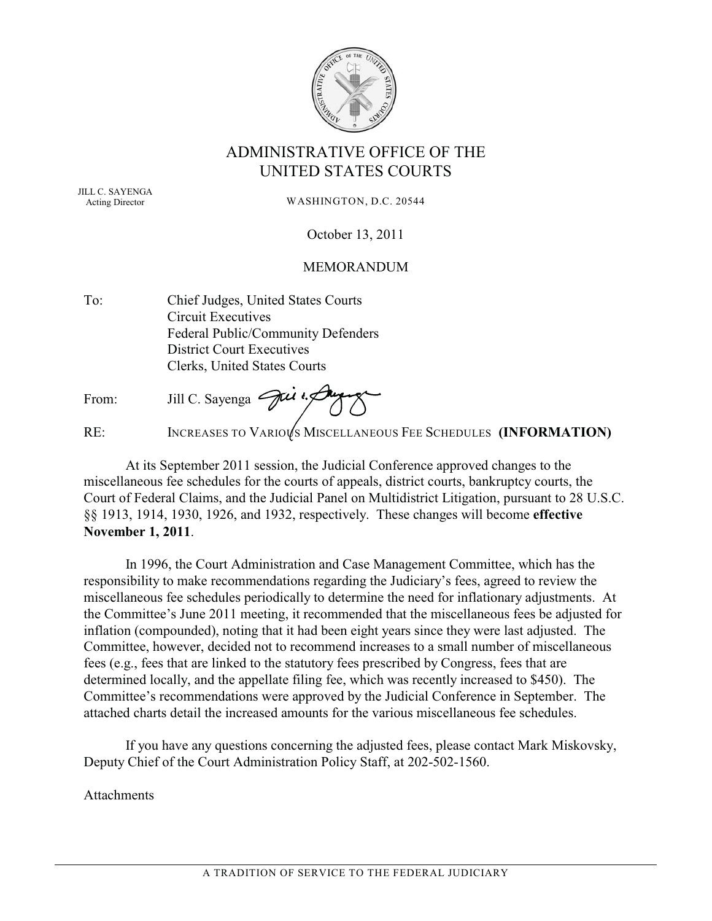# ADMINISTRATIVE OFFICE OF THE UNITED STATES COURTS

JILL C. SAYENGA
Acting Director

WASHINGTON, D.C. 20544

October 13, 2011

MEMORANDUM

To: Chief Judges, United States Courts
Circuit Executives
Federal Public/Community Defenders
District Court Executives
Clerks, United States Courts

From: Jill C. Sayenga

RE: INCREASES TO VARIOUS MISCELLANEOUS FEE SCHEDULES **(INFORMATION)**

At its September 2011 session, the Judicial Conference approved changes to the miscellaneous fee schedules for the courts of appeals, district courts, bankruptcy courts, the Court of Federal Claims, and the Judicial Panel on Multidistrict Litigation, pursuant to 28 U.S.C. §§ 1913, 1914, 1930, 1926, and 1932, respectively. These changes will become **effective November 1, 2011**.

In 1996, the Court Administration and Case Management Committee, which has the responsibility to make recommendations regarding the Judiciary's fees, agreed to review the miscellaneous fee schedules periodically to determine the need for inflationary adjustments. At the Committee's June 2011 meeting, it recommended that the miscellaneous fees be adjusted for inflation (compounded), noting that it had been eight years since they were last adjusted. The Committee, however, decided not to recommend increases to a small number of miscellaneous fees (e.g., fees that are linked to the statutory fees prescribed by Congress, fees that are determined locally, and the appellate filing fee, which was recently increased to $450). The Committee's recommendations were approved by the Judicial Conference in September. The attached charts detail the increased amounts for the various miscellaneous fee schedules.

If you have any questions concerning the adjusted fees, please contact Mark Miskovsky, Deputy Chief of the Court Administration Policy Staff, at 202-502-1560.

Attachments

A TRADITION OF SERVICE TO THE FEDERAL JUDICIARY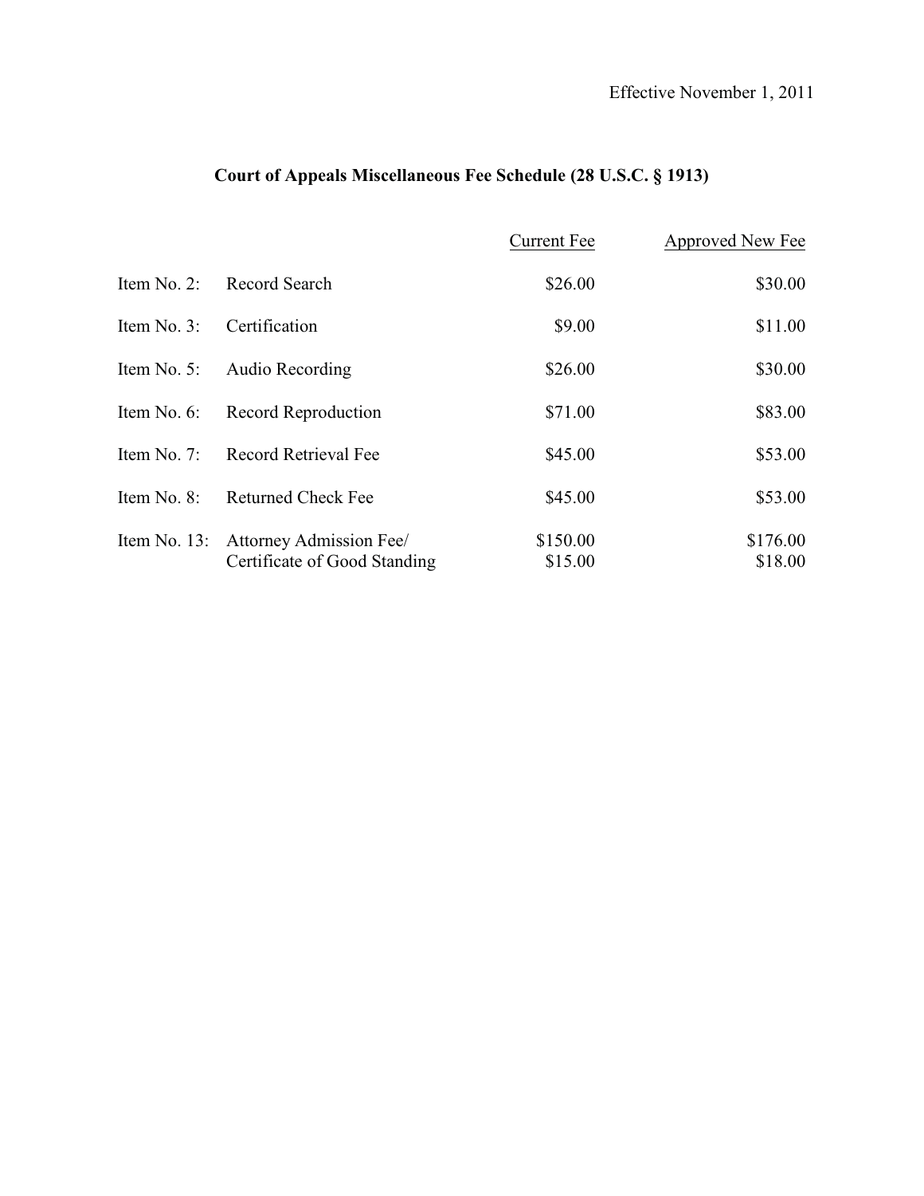Effective November 1, 2011

## Court of Appeals Miscellaneous Fee Schedule (28 U.S.C. § 1913)

| | | Current Fee | Approved New Fee |
|---|---|---|---|
| Item No. 2: | Record Search | $26.00 | $30.00 |
| Item No. 3: | Certification | $9.00 | $11.00 |
| Item No. 5: | Audio Recording | $26.00 | $30.00 |
| Item No. 6: | Record Reproduction | $71.00 | $83.00 |
| Item No. 7: | Record Retrieval Fee | $45.00 | $53.00 |
| Item No. 8: | Returned Check Fee | $45.00 | $53.00 |
| Item No. 13: | Attorney Admission Fee/ | $150.00 | $176.00 |
| | Certificate of Good Standing | $15.00 | $18.00 |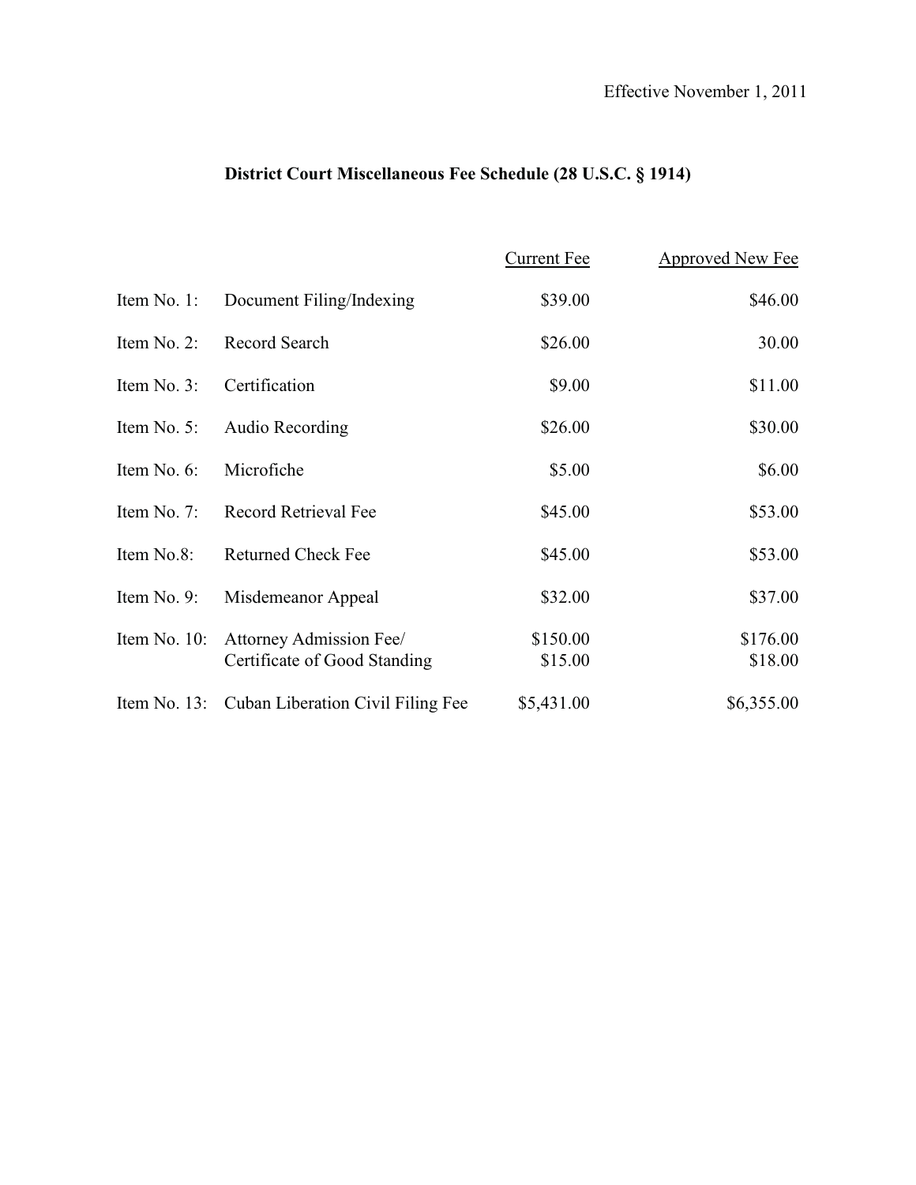Effective November 1, 2011

## District Court Miscellaneous Fee Schedule (28 U.S.C. § 1914)

| | | Current Fee | Approved New Fee |
|---|---|---|---|
| Item No. 1: | Document Filing/Indexing | $39.00 | $46.00 |
| Item No. 2: | Record Search | $26.00 | 30.00 |
| Item No. 3: | Certification | $9.00 | $11.00 |
| Item No. 5: | Audio Recording | $26.00 | $30.00 |
| Item No. 6: | Microfiche | $5.00 | $6.00 |
| Item No. 7: | Record Retrieval Fee | $45.00 | $53.00 |
| Item No.8: | Returned Check Fee | $45.00 | $53.00 |
| Item No. 9: | Misdemeanor Appeal | $32.00 | $37.00 |
| Item No. 10: | Attorney Admission Fee/ | $150.00 | $176.00 |
| | Certificate of Good Standing | $15.00 | $18.00 |
| Item No. 13: | Cuban Liberation Civil Filing Fee | $5,431.00 | $6,355.00 |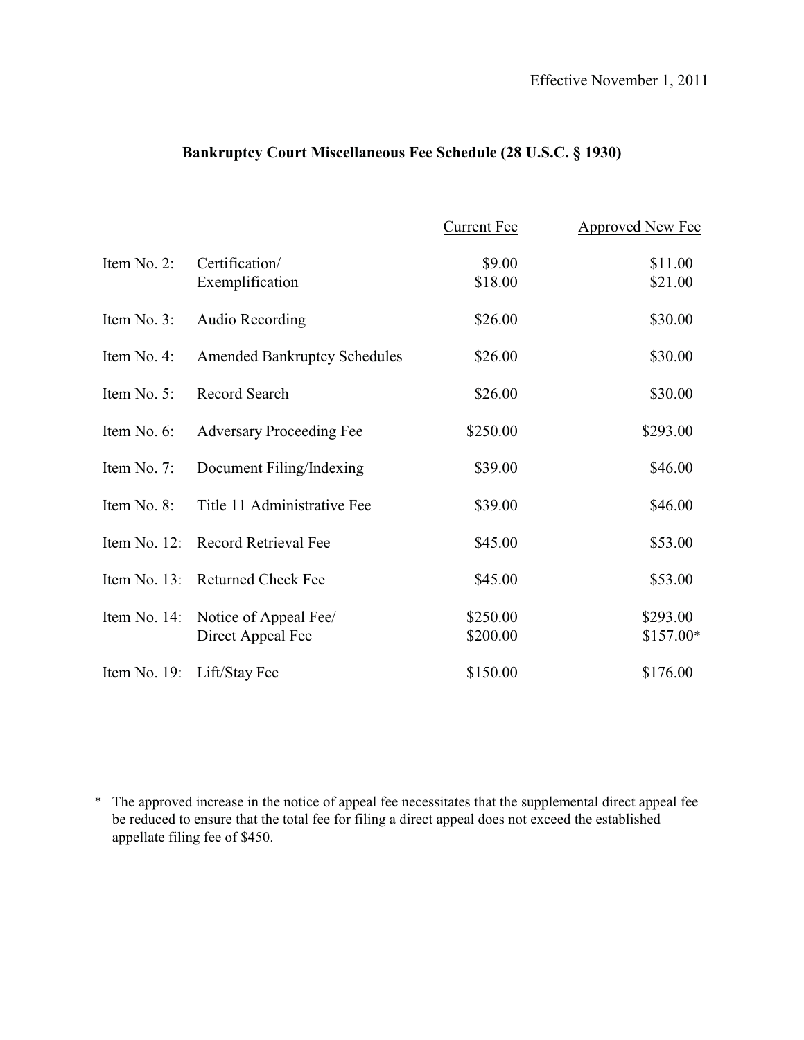Effective November 1, 2011

## Bankruptcy Court Miscellaneous Fee Schedule (28 U.S.C. § 1930)

| | | Current Fee | Approved New Fee |
|---|---|---|---|
| Item No. 2: | Certification/ | $9.00 | $11.00 |
| | Exemplification | $18.00 | $21.00 |
| Item No. 3: | Audio Recording | $26.00 | $30.00 |
| Item No. 4: | Amended Bankruptcy Schedules | $26.00 | $30.00 |
| Item No. 5: | Record Search | $26.00 | $30.00 |
| Item No. 6: | Adversary Proceeding Fee | $250.00 | $293.00 |
| Item No. 7: | Document Filing/Indexing | $39.00 | $46.00 |
| Item No. 8: | Title 11 Administrative Fee | $39.00 | $46.00 |
| Item No. 12: | Record Retrieval Fee | $45.00 | $53.00 |
| Item No. 13: | Returned Check Fee | $45.00 | $53.00 |
| Item No. 14: | Notice of Appeal Fee/ | $250.00 | $293.00 |
| | Direct Appeal Fee | $200.00 | $157.00* |
| Item No. 19: | Lift/Stay Fee | $150.00 | $176.00 |

\* The approved increase in the notice of appeal fee necessitates that the supplemental direct appeal fee be reduced to ensure that the total fee for filing a direct appeal does not exceed the established appellate filing fee of $450.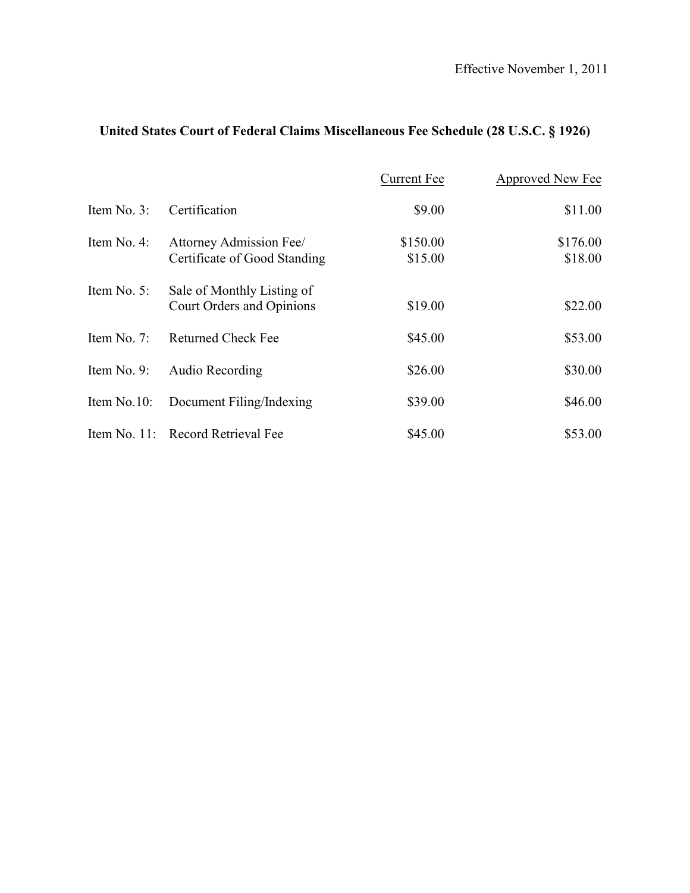Effective November 1, 2011

**United States Court of Federal Claims Miscellaneous Fee Schedule (28 U.S.C. § 1926)**

| | | Current Fee | Approved New Fee |
|---|---|---|---|
| Item No. 3: | Certification | $9.00 | $11.00 |
| Item No. 4: | Attorney Admission Fee/ | $150.00 | $176.00 |
| | Certificate of Good Standing | $15.00 | $18.00 |
| Item No. 5: | Sale of Monthly Listing of Court Orders and Opinions | $19.00 | $22.00 |
| Item No. 7: | Returned Check Fee | $45.00 | $53.00 |
| Item No. 9: | Audio Recording | $26.00 | $30.00 |
| Item No.10: | Document Filing/Indexing | $39.00 | $46.00 |
| Item No. 11: | Record Retrieval Fee | $45.00 | $53.00 |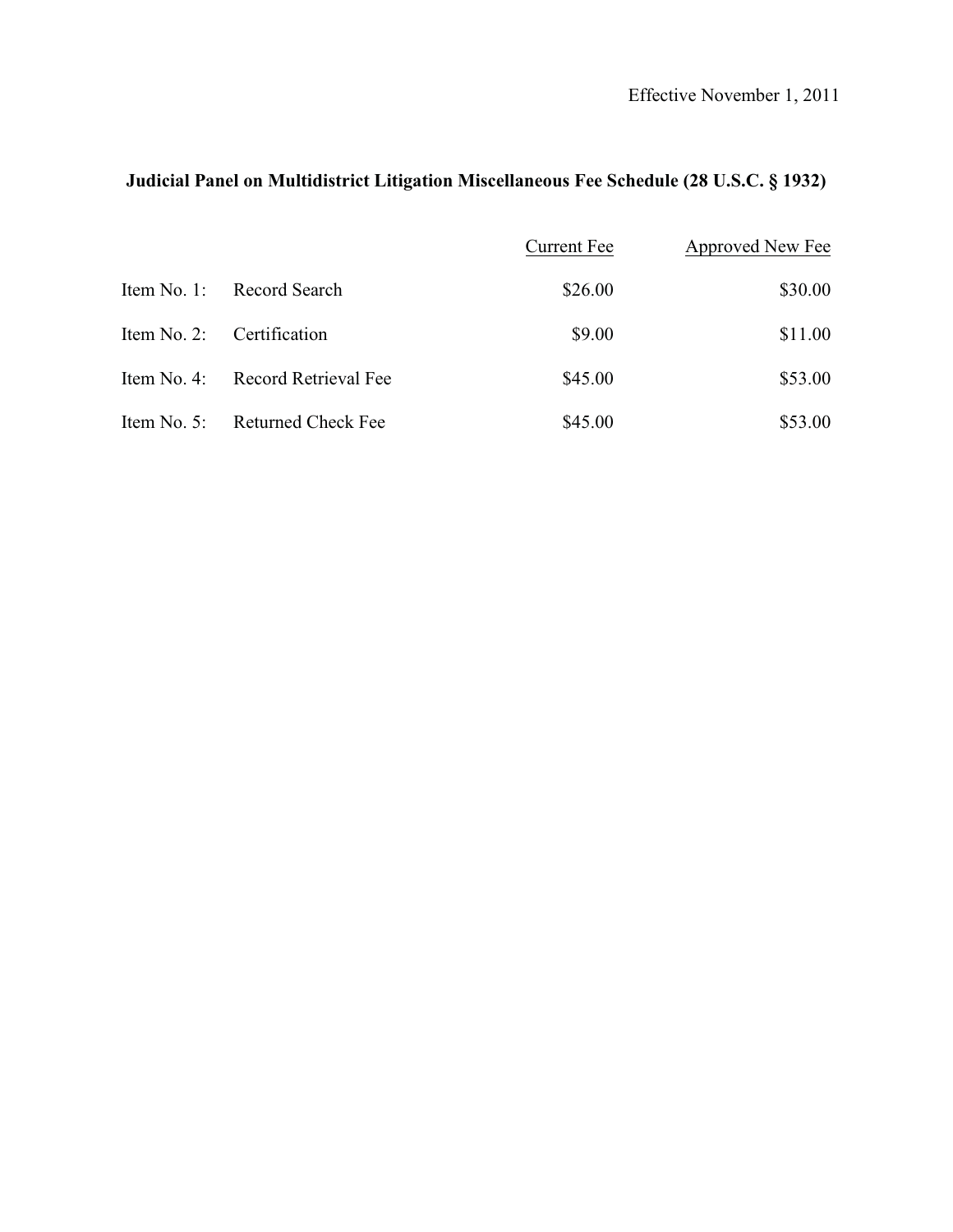Effective November 1, 2011

**Judicial Panel on Multidistrict Litigation Miscellaneous Fee Schedule (28 U.S.C. § 1932)**

| | | Current Fee | Approved New Fee |
|---|---|---|---|
| Item No. 1: | Record Search | $26.00 | $30.00 |
| Item No. 2: | Certification | $9.00 | $11.00 |
| Item No. 4: | Record Retrieval Fee | $45.00 | $53.00 |
| Item No. 5: | Returned Check Fee | $45.00 | $53.00 |